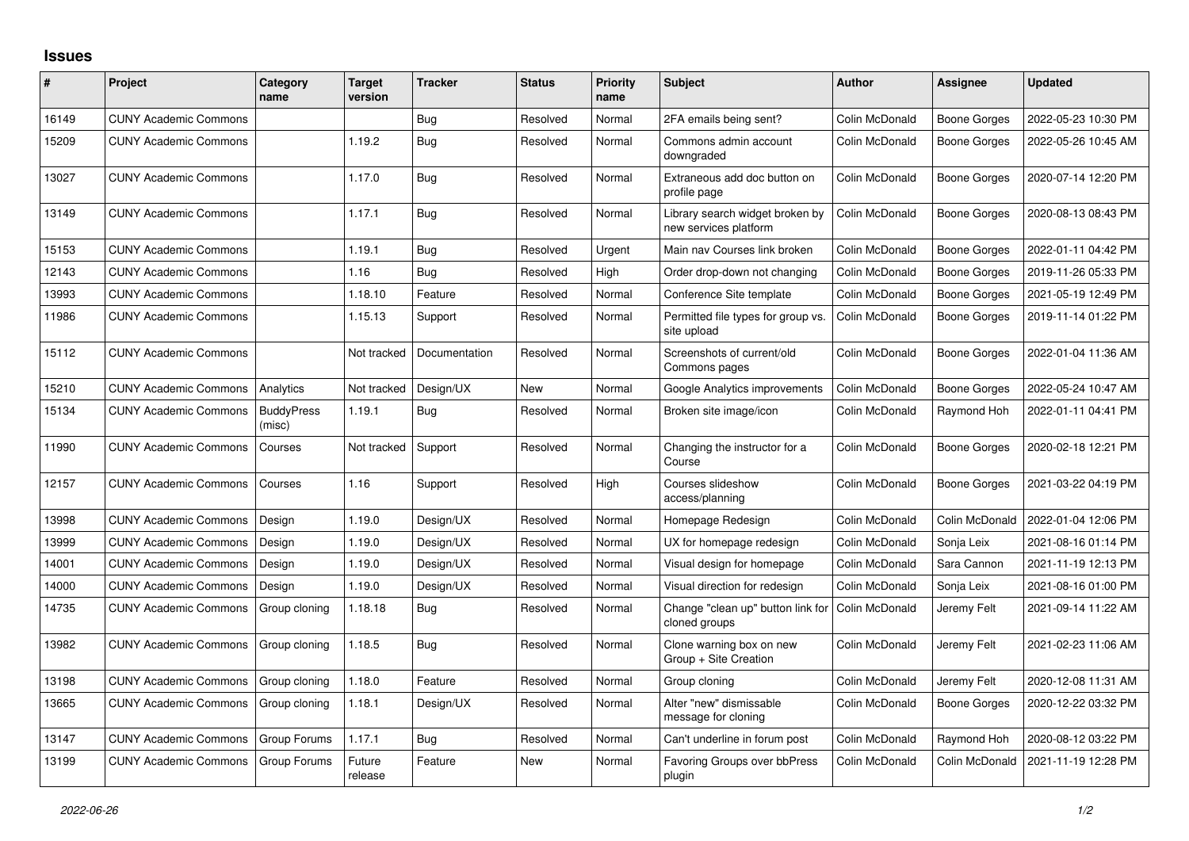# Issues

| # | Project | Category name | Target version | Tracker | Status | Priority name | Subject | Author | Assignee | Updated |
|---|---|---|---|---|---|---|---|---|---|---|
| 16149 | CUNY Academic Commons | | | Bug | Resolved | Normal | 2FA emails being sent? | Colin McDonald | Boone Gorges | 2022-05-23 10:30 PM |
| 15209 | CUNY Academic Commons | | 1.19.2 | Bug | Resolved | Normal | Commons admin account downgraded | Colin McDonald | Boone Gorges | 2022-05-26 10:45 AM |
| 13027 | CUNY Academic Commons | | 1.17.0 | Bug | Resolved | Normal | Extraneous add doc button on profile page | Colin McDonald | Boone Gorges | 2020-07-14 12:20 PM |
| 13149 | CUNY Academic Commons | | 1.17.1 | Bug | Resolved | Normal | Library search widget broken by new services platform | Colin McDonald | Boone Gorges | 2020-08-13 08:43 PM |
| 15153 | CUNY Academic Commons | | 1.19.1 | Bug | Resolved | Urgent | Main nav Courses link broken | Colin McDonald | Boone Gorges | 2022-01-11 04:42 PM |
| 12143 | CUNY Academic Commons | | 1.16 | Bug | Resolved | High | Order drop-down not changing | Colin McDonald | Boone Gorges | 2019-11-26 05:33 PM |
| 13993 | CUNY Academic Commons | | 1.18.10 | Feature | Resolved | Normal | Conference Site template | Colin McDonald | Boone Gorges | 2021-05-19 12:49 PM |
| 11986 | CUNY Academic Commons | | 1.15.13 | Support | Resolved | Normal | Permitted file types for group vs. site upload | Colin McDonald | Boone Gorges | 2019-11-14 01:22 PM |
| 15112 | CUNY Academic Commons | | Not tracked | Documentation | Resolved | Normal | Screenshots of current/old Commons pages | Colin McDonald | Boone Gorges | 2022-01-04 11:36 AM |
| 15210 | CUNY Academic Commons | Analytics | Not tracked | Design/UX | New | Normal | Google Analytics improvements | Colin McDonald | Boone Gorges | 2022-05-24 10:47 AM |
| 15134 | CUNY Academic Commons | BuddyPress (misc) | 1.19.1 | Bug | Resolved | Normal | Broken site image/icon | Colin McDonald | Raymond Hoh | 2022-01-11 04:41 PM |
| 11990 | CUNY Academic Commons | Courses | Not tracked | Support | Resolved | Normal | Changing the instructor for a Course | Colin McDonald | Boone Gorges | 2020-02-18 12:21 PM |
| 12157 | CUNY Academic Commons | Courses | 1.16 | Support | Resolved | High | Courses slideshow access/planning | Colin McDonald | Boone Gorges | 2021-03-22 04:19 PM |
| 13998 | CUNY Academic Commons | Design | 1.19.0 | Design/UX | Resolved | Normal | Homepage Redesign | Colin McDonald | Colin McDonald | 2022-01-04 12:06 PM |
| 13999 | CUNY Academic Commons | Design | 1.19.0 | Design/UX | Resolved | Normal | UX for homepage redesign | Colin McDonald | Sonja Leix | 2021-08-16 01:14 PM |
| 14001 | CUNY Academic Commons | Design | 1.19.0 | Design/UX | Resolved | Normal | Visual design for homepage | Colin McDonald | Sara Cannon | 2021-11-19 12:13 PM |
| 14000 | CUNY Academic Commons | Design | 1.19.0 | Design/UX | Resolved | Normal | Visual direction for redesign | Colin McDonald | Sonja Leix | 2021-08-16 01:00 PM |
| 14735 | CUNY Academic Commons | Group cloning | 1.18.18 | Bug | Resolved | Normal | Change "clean up" button link for cloned groups | Colin McDonald | Jeremy Felt | 2021-09-14 11:22 AM |
| 13982 | CUNY Academic Commons | Group cloning | 1.18.5 | Bug | Resolved | Normal | Clone warning box on new Group + Site Creation | Colin McDonald | Jeremy Felt | 2021-02-23 11:06 AM |
| 13198 | CUNY Academic Commons | Group cloning | 1.18.0 | Feature | Resolved | Normal | Group cloning | Colin McDonald | Jeremy Felt | 2020-12-08 11:31 AM |
| 13665 | CUNY Academic Commons | Group cloning | 1.18.1 | Design/UX | Resolved | Normal | Alter "new" dismissable message for cloning | Colin McDonald | Boone Gorges | 2020-12-22 03:32 PM |
| 13147 | CUNY Academic Commons | Group Forums | 1.17.1 | Bug | Resolved | Normal | Can't underline in forum post | Colin McDonald | Raymond Hoh | 2020-08-12 03:22 PM |
| 13199 | CUNY Academic Commons | Group Forums | Future release | Feature | New | Normal | Favoring Groups over bbPress plugin | Colin McDonald | Colin McDonald | 2021-11-19 12:28 PM |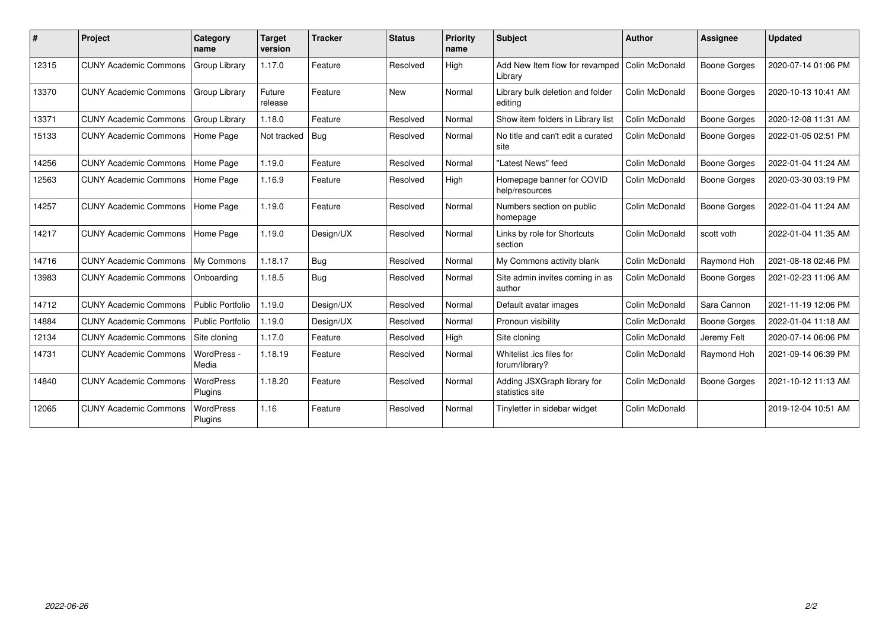| # | Project | Category name | Target version | Tracker | Status | Priority name | Subject | Author | Assignee | Updated |
|---|---|---|---|---|---|---|---|---|---|---|
| 12315 | CUNY Academic Commons | Group Library | 1.17.0 | Feature | Resolved | High | Add New Item flow for revamped Library | Colin McDonald | Boone Gorges | 2020-07-14 01:06 PM |
| 13370 | CUNY Academic Commons | Group Library | Future release | Feature | New | Normal | Library bulk deletion and folder editing | Colin McDonald | Boone Gorges | 2020-10-13 10:41 AM |
| 13371 | CUNY Academic Commons | Group Library | 1.18.0 | Feature | Resolved | Normal | Show item folders in Library list | Colin McDonald | Boone Gorges | 2020-12-08 11:31 AM |
| 15133 | CUNY Academic Commons | Home Page | Not tracked | Bug | Resolved | Normal | No title and can't edit a curated site | Colin McDonald | Boone Gorges | 2022-01-05 02:51 PM |
| 14256 | CUNY Academic Commons | Home Page | 1.19.0 | Feature | Resolved | Normal | "Latest News" feed | Colin McDonald | Boone Gorges | 2022-01-04 11:24 AM |
| 12563 | CUNY Academic Commons | Home Page | 1.16.9 | Feature | Resolved | High | Homepage banner for COVID help/resources | Colin McDonald | Boone Gorges | 2020-03-30 03:19 PM |
| 14257 | CUNY Academic Commons | Home Page | 1.19.0 | Feature | Resolved | Normal | Numbers section on public homepage | Colin McDonald | Boone Gorges | 2022-01-04 11:24 AM |
| 14217 | CUNY Academic Commons | Home Page | 1.19.0 | Design/UX | Resolved | Normal | Links by role for Shortcuts section | Colin McDonald | scott voth | 2022-01-04 11:35 AM |
| 14716 | CUNY Academic Commons | My Commons | 1.18.17 | Bug | Resolved | Normal | My Commons activity blank | Colin McDonald | Raymond Hoh | 2021-08-18 02:46 PM |
| 13983 | CUNY Academic Commons | Onboarding | 1.18.5 | Bug | Resolved | Normal | Site admin invites coming in as author | Colin McDonald | Boone Gorges | 2021-02-23 11:06 AM |
| 14712 | CUNY Academic Commons | Public Portfolio | 1.19.0 | Design/UX | Resolved | Normal | Default avatar images | Colin McDonald | Sara Cannon | 2021-11-19 12:06 PM |
| 14884 | CUNY Academic Commons | Public Portfolio | 1.19.0 | Design/UX | Resolved | Normal | Pronoun visibility | Colin McDonald | Boone Gorges | 2022-01-04 11:18 AM |
| 12134 | CUNY Academic Commons | Site cloning | 1.17.0 | Feature | Resolved | High | Site cloning | Colin McDonald | Jeremy Felt | 2020-07-14 06:06 PM |
| 14731 | CUNY Academic Commons | WordPress - Media | 1.18.19 | Feature | Resolved | Normal | Whitelist .ics files for forum/library? | Colin McDonald | Raymond Hoh | 2021-09-14 06:39 PM |
| 14840 | CUNY Academic Commons | WordPress Plugins | 1.18.20 | Feature | Resolved | Normal | Adding JSXGraph library for statistics site | Colin McDonald | Boone Gorges | 2021-10-12 11:13 AM |
| 12065 | CUNY Academic Commons | WordPress Plugins | 1.16 | Feature | Resolved | Normal | Tinyletter in sidebar widget | Colin McDonald | | 2019-12-04 10:51 AM |